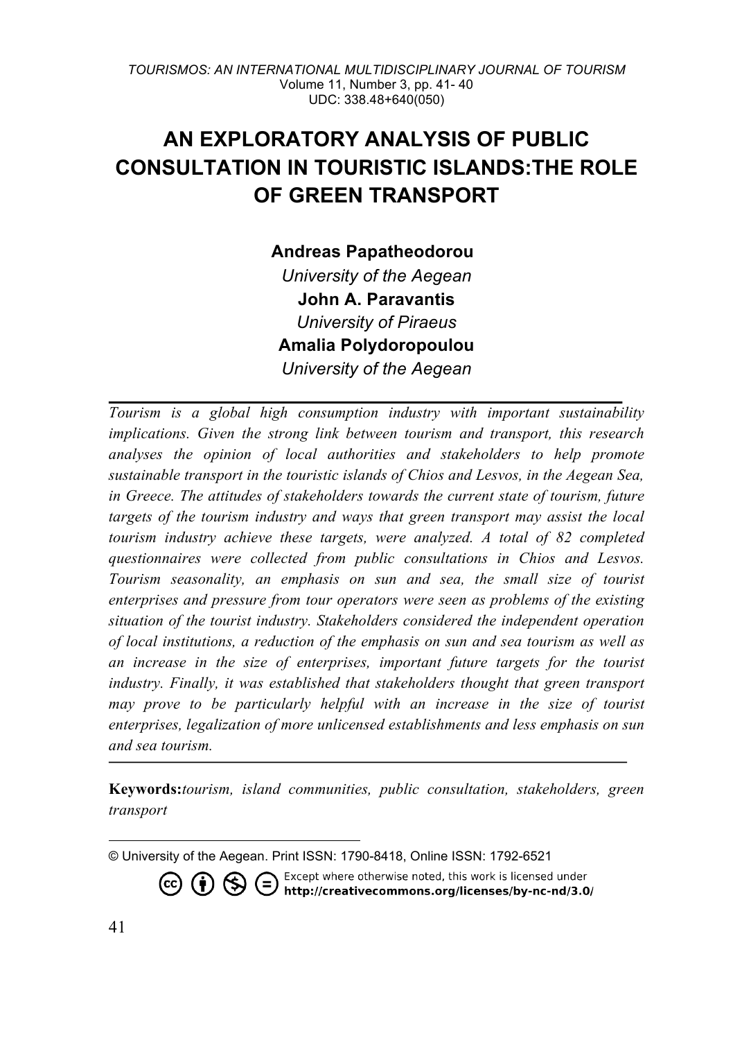# AN EXPLORATORY ANALYSIS OF PUBLIC CONSULTATION IN TOURISTIC ISLANDS:THE ROLE OF GREEN TRANSPORT

**Andreas Papatheodorou**
*University of the Aegean*
**John A. Paravantis**
*University of Piraeus*
**Amalia Polydoropoulou**
*University of the Aegean*

*Tourism is a global high consumption industry with important sustainability implications. Given the strong link between tourism and transport, this research analyses the opinion of local authorities and stakeholders to help promote sustainable transport in the touristic islands of Chios and Lesvos, in the Aegean Sea, in Greece. The attitudes of stakeholders towards the current state of tourism, future targets of the tourism industry and ways that green transport may assist the local tourism industry achieve these targets, were analyzed. A total of 82 completed questionnaires were collected from public consultations in Chios and Lesvos. Tourism seasonality, an emphasis on sun and sea, the small size of tourist enterprises and pressure from tour operators were seen as problems of the existing situation of the tourist industry. Stakeholders considered the independent operation of local institutions, a reduction of the emphasis on sun and sea tourism as well as an increase in the size of enterprises, important future targets for the tourist industry. Finally, it was established that stakeholders thought that green transport may prove to be particularly helpful with an increase in the size of tourist enterprises, legalization of more unlicensed establishments and less emphasis on sun and sea tourism.*

**Keywords:** *tourism, island communities, public consultation, stakeholders, green transport*

© University of the Aegean. Print ISSN: 1790-8418, Online ISSN: 1792-6521

Except where otherwise noted, this work is licensed under http://creativecommons.org/licenses/by-nc-nd/3.0/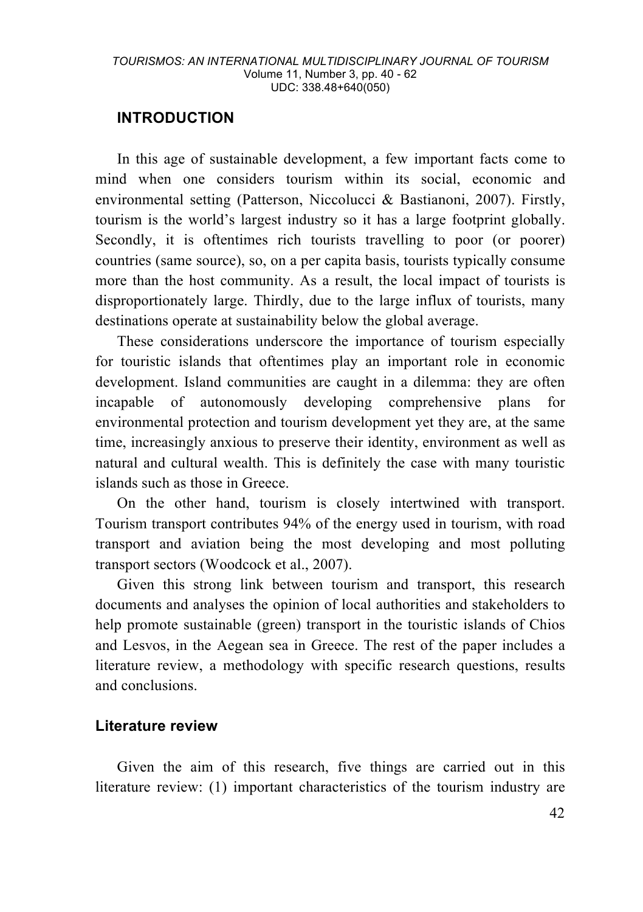## INTRODUCTION

In this age of sustainable development, a few important facts come to mind when one considers tourism within its social, economic and environmental setting (Patterson, Niccolucci & Bastianoni, 2007). Firstly, tourism is the world's largest industry so it has a large footprint globally. Secondly, it is oftentimes rich tourists travelling to poor (or poorer) countries (same source), so, on a per capita basis, tourists typically consume more than the host community. As a result, the local impact of tourists is disproportionately large. Thirdly, due to the large influx of tourists, many destinations operate at sustainability below the global average.

These considerations underscore the importance of tourism especially for touristic islands that oftentimes play an important role in economic development. Island communities are caught in a dilemma: they are often incapable of autonomously developing comprehensive plans for environmental protection and tourism development yet they are, at the same time, increasingly anxious to preserve their identity, environment as well as natural and cultural wealth. This is definitely the case with many touristic islands such as those in Greece.

On the other hand, tourism is closely intertwined with transport. Tourism transport contributes 94% of the energy used in tourism, with road transport and aviation being the most developing and most polluting transport sectors (Woodcock et al., 2007).

Given this strong link between tourism and transport, this research documents and analyses the opinion of local authorities and stakeholders to help promote sustainable (green) transport in the touristic islands of Chios and Lesvos, in the Aegean sea in Greece. The rest of the paper includes a literature review, a methodology with specific research questions, results and conclusions.

### Literature review

Given the aim of this research, five things are carried out in this literature review: (1) important characteristics of the tourism industry are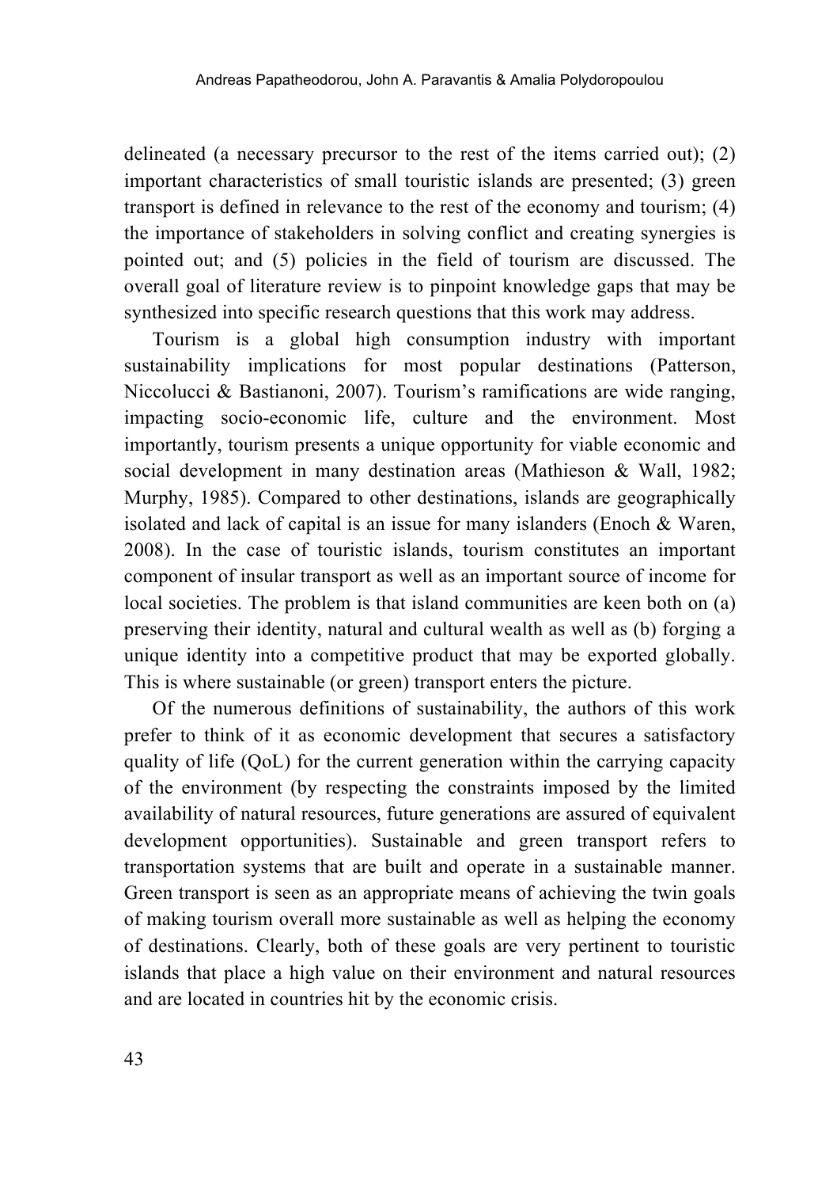delineated (a necessary precursor to the rest of the items carried out); (2) important characteristics of small touristic islands are presented; (3) green transport is defined in relevance to the rest of the economy and tourism; (4) the importance of stakeholders in solving conflict and creating synergies is pointed out; and (5) policies in the field of tourism are discussed. The overall goal of literature review is to pinpoint knowledge gaps that may be synthesized into specific research questions that this work may address.

Tourism is a global high consumption industry with important sustainability implications for most popular destinations (Patterson, Niccolucci & Bastianoni, 2007). Tourism's ramifications are wide ranging, impacting socio-economic life, culture and the environment. Most importantly, tourism presents a unique opportunity for viable economic and social development in many destination areas (Mathieson & Wall, 1982; Murphy, 1985). Compared to other destinations, islands are geographically isolated and lack of capital is an issue for many islanders (Enoch & Waren, 2008). In the case of touristic islands, tourism constitutes an important component of insular transport as well as an important source of income for local societies. The problem is that island communities are keen both on (a) preserving their identity, natural and cultural wealth as well as (b) forging a unique identity into a competitive product that may be exported globally. This is where sustainable (or green) transport enters the picture.

Of the numerous definitions of sustainability, the authors of this work prefer to think of it as economic development that secures a satisfactory quality of life (QoL) for the current generation within the carrying capacity of the environment (by respecting the constraints imposed by the limited availability of natural resources, future generations are assured of equivalent development opportunities). Sustainable and green transport refers to transportation systems that are built and operate in a sustainable manner. Green transport is seen as an appropriate means of achieving the twin goals of making tourism overall more sustainable as well as helping the economy of destinations. Clearly, both of these goals are very pertinent to touristic islands that place a high value on their environment and natural resources and are located in countries hit by the economic crisis.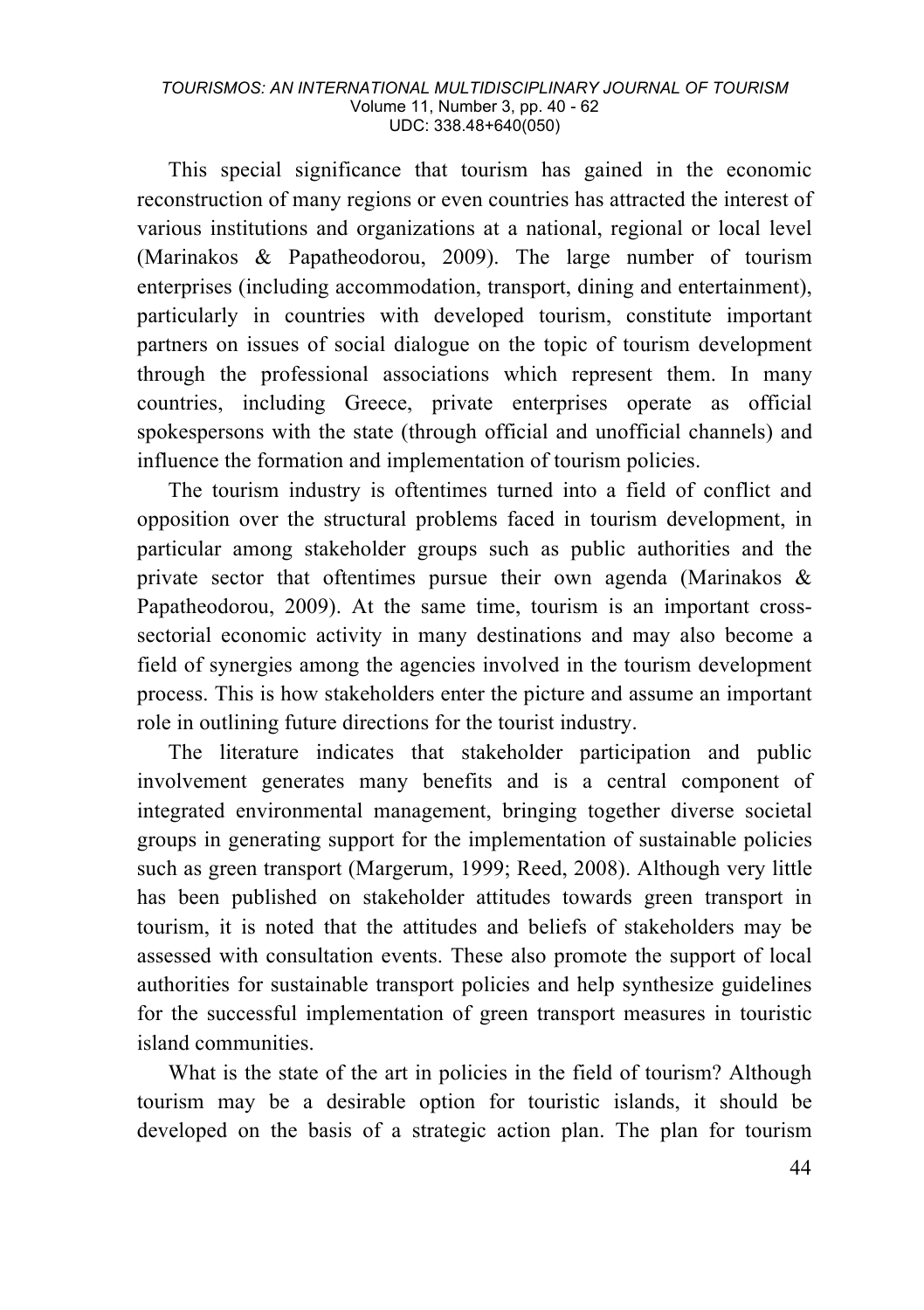This special significance that tourism has gained in the economic reconstruction of many regions or even countries has attracted the interest of various institutions and organizations at a national, regional or local level (Marinakos & Papatheodorou, 2009). The large number of tourism enterprises (including accommodation, transport, dining and entertainment), particularly in countries with developed tourism, constitute important partners on issues of social dialogue on the topic of tourism development through the professional associations which represent them. In many countries, including Greece, private enterprises operate as official spokespersons with the state (through official and unofficial channels) and influence the formation and implementation of tourism policies.

The tourism industry is oftentimes turned into a field of conflict and opposition over the structural problems faced in tourism development, in particular among stakeholder groups such as public authorities and the private sector that oftentimes pursue their own agenda (Marinakos & Papatheodorou, 2009). At the same time, tourism is an important cross-sectorial economic activity in many destinations and may also become a field of synergies among the agencies involved in the tourism development process. This is how stakeholders enter the picture and assume an important role in outlining future directions for the tourist industry.

The literature indicates that stakeholder participation and public involvement generates many benefits and is a central component of integrated environmental management, bringing together diverse societal groups in generating support for the implementation of sustainable policies such as green transport (Margerum, 1999; Reed, 2008). Although very little has been published on stakeholder attitudes towards green transport in tourism, it is noted that the attitudes and beliefs of stakeholders may be assessed with consultation events. These also promote the support of local authorities for sustainable transport policies and help synthesize guidelines for the successful implementation of green transport measures in touristic island communities.

What is the state of the art in policies in the field of tourism? Although tourism may be a desirable option for touristic islands, it should be developed on the basis of a strategic action plan. The plan for tourism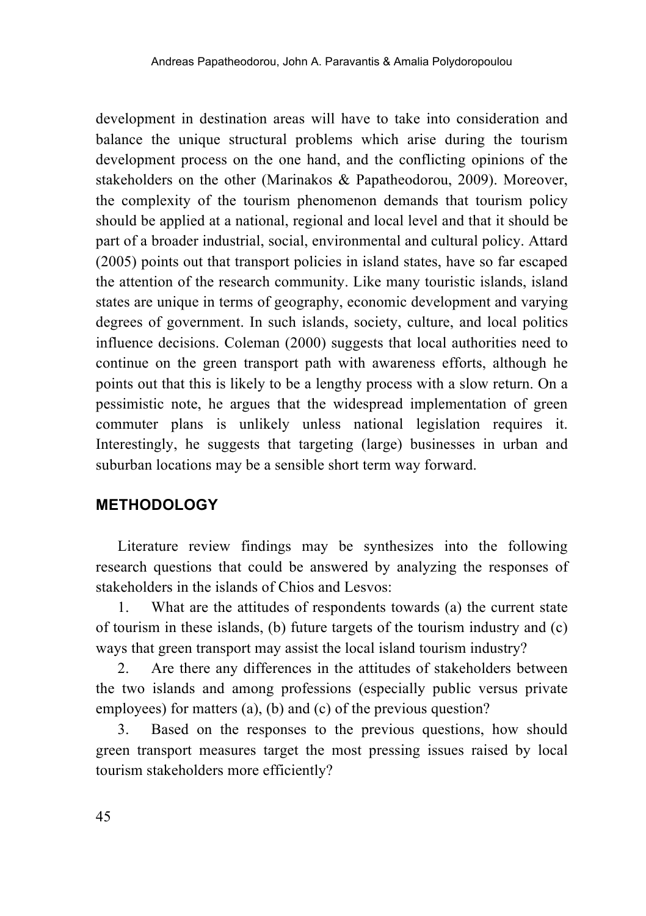development in destination areas will have to take into consideration and balance the unique structural problems which arise during the tourism development process on the one hand, and the conflicting opinions of the stakeholders on the other (Marinakos & Papatheodorou, 2009). Moreover, the complexity of the tourism phenomenon demands that tourism policy should be applied at a national, regional and local level and that it should be part of a broader industrial, social, environmental and cultural policy. Attard (2005) points out that transport policies in island states, have so far escaped the attention of the research community. Like many touristic islands, island states are unique in terms of geography, economic development and varying degrees of government. In such islands, society, culture, and local politics influence decisions. Coleman (2000) suggests that local authorities need to continue on the green transport path with awareness efforts, although he points out that this is likely to be a lengthy process with a slow return. On a pessimistic note, he argues that the widespread implementation of green commuter plans is unlikely unless national legislation requires it. Interestingly, he suggests that targeting (large) businesses in urban and suburban locations may be a sensible short term way forward.

## METHODOLOGY

Literature review findings may be synthesizes into the following research questions that could be answered by analyzing the responses of stakeholders in the islands of Chios and Lesvos:

1. What are the attitudes of respondents towards (a) the current state of tourism in these islands, (b) future targets of the tourism industry and (c) ways that green transport may assist the local island tourism industry?
2. Are there any differences in the attitudes of stakeholders between the two islands and among professions (especially public versus private employees) for matters (a), (b) and (c) of the previous question?
3. Based on the responses to the previous questions, how should green transport measures target the most pressing issues raised by local tourism stakeholders more efficiently?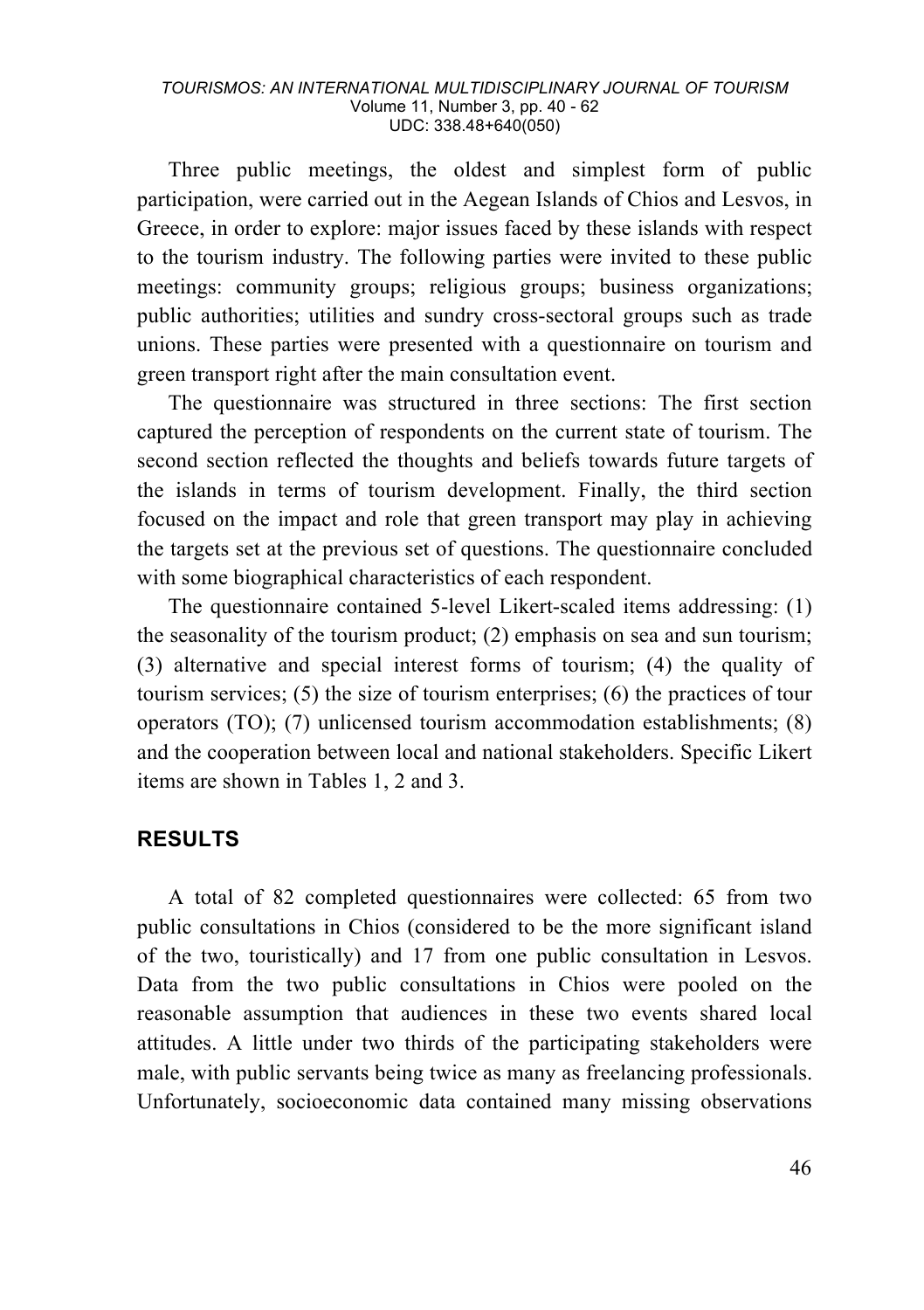Three public meetings, the oldest and simplest form of public participation, were carried out in the Aegean Islands of Chios and Lesvos, in Greece, in order to explore: major issues faced by these islands with respect to the tourism industry. The following parties were invited to these public meetings: community groups; religious groups; business organizations; public authorities; utilities and sundry cross-sectoral groups such as trade unions. These parties were presented with a questionnaire on tourism and green transport right after the main consultation event.

The questionnaire was structured in three sections: The first section captured the perception of respondents on the current state of tourism. The second section reflected the thoughts and beliefs towards future targets of the islands in terms of tourism development. Finally, the third section focused on the impact and role that green transport may play in achieving the targets set at the previous set of questions. The questionnaire concluded with some biographical characteristics of each respondent.

The questionnaire contained 5-level Likert-scaled items addressing: (1) the seasonality of the tourism product; (2) emphasis on sea and sun tourism; (3) alternative and special interest forms of tourism; (4) the quality of tourism services; (5) the size of tourism enterprises; (6) the practices of tour operators (TO); (7) unlicensed tourism accommodation establishments; (8) and the cooperation between local and national stakeholders. Specific Likert items are shown in Tables 1, 2 and 3.

## RESULTS

A total of 82 completed questionnaires were collected: 65 from two public consultations in Chios (considered to be the more significant island of the two, touristically) and 17 from one public consultation in Lesvos. Data from the two public consultations in Chios were pooled on the reasonable assumption that audiences in these two events shared local attitudes. A little under two thirds of the participating stakeholders were male, with public servants being twice as many as freelancing professionals. Unfortunately, socioeconomic data contained many missing observations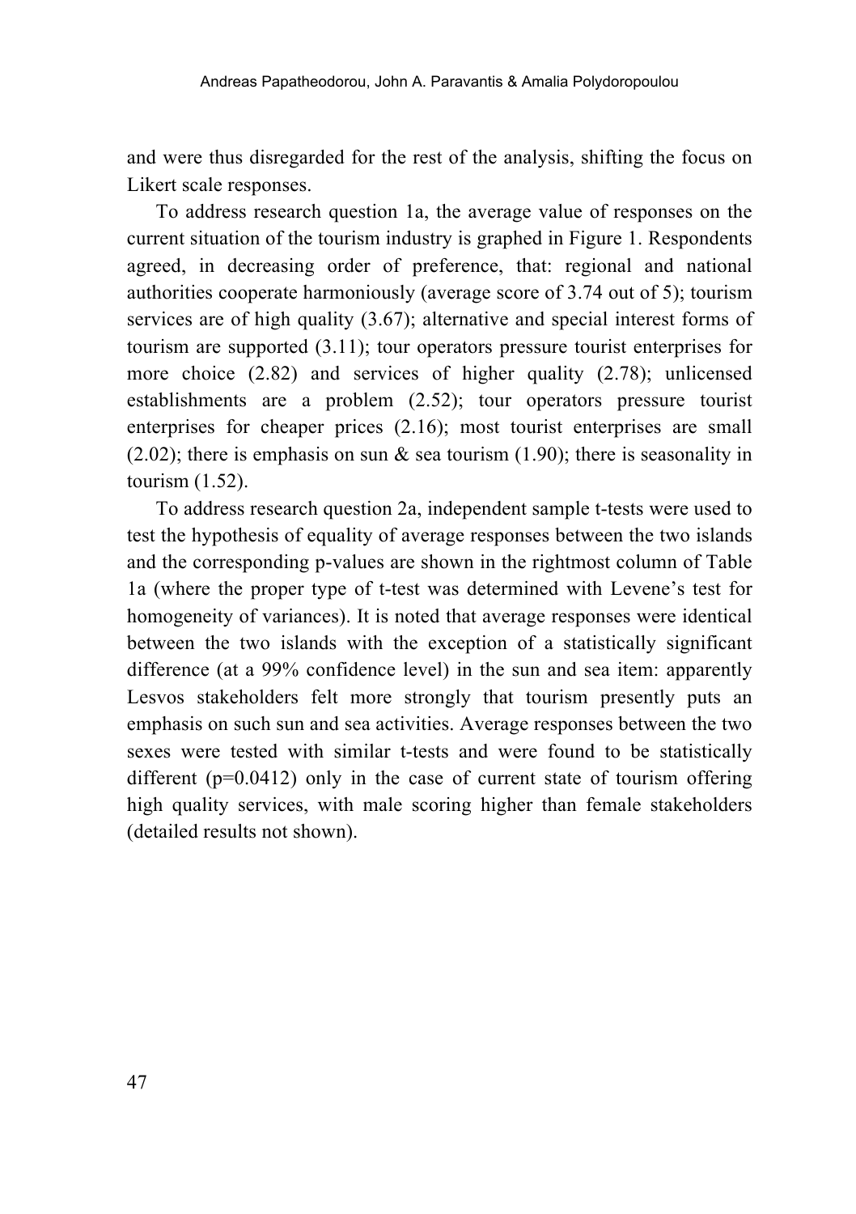and were thus disregarded for the rest of the analysis, shifting the focus on Likert scale responses.

To address research question 1a, the average value of responses on the current situation of the tourism industry is graphed in Figure 1. Respondents agreed, in decreasing order of preference, that: regional and national authorities cooperate harmoniously (average score of 3.74 out of 5); tourism services are of high quality (3.67); alternative and special interest forms of tourism are supported (3.11); tour operators pressure tourist enterprises for more choice (2.82) and services of higher quality (2.78); unlicensed establishments are a problem (2.52); tour operators pressure tourist enterprises for cheaper prices (2.16); most tourist enterprises are small (2.02); there is emphasis on sun & sea tourism (1.90); there is seasonality in tourism (1.52).

To address research question 2a, independent sample t-tests were used to test the hypothesis of equality of average responses between the two islands and the corresponding p-values are shown in the rightmost column of Table 1a (where the proper type of t-test was determined with Levene's test for homogeneity of variances). It is noted that average responses were identical between the two islands with the exception of a statistically significant difference (at a 99% confidence level) in the sun and sea item: apparently Lesvos stakeholders felt more strongly that tourism presently puts an emphasis on such sun and sea activities. Average responses between the two sexes were tested with similar t-tests and were found to be statistically different ($p=0.0412$) only in the case of current state of tourism offering high quality services, with male scoring higher than female stakeholders (detailed results not shown).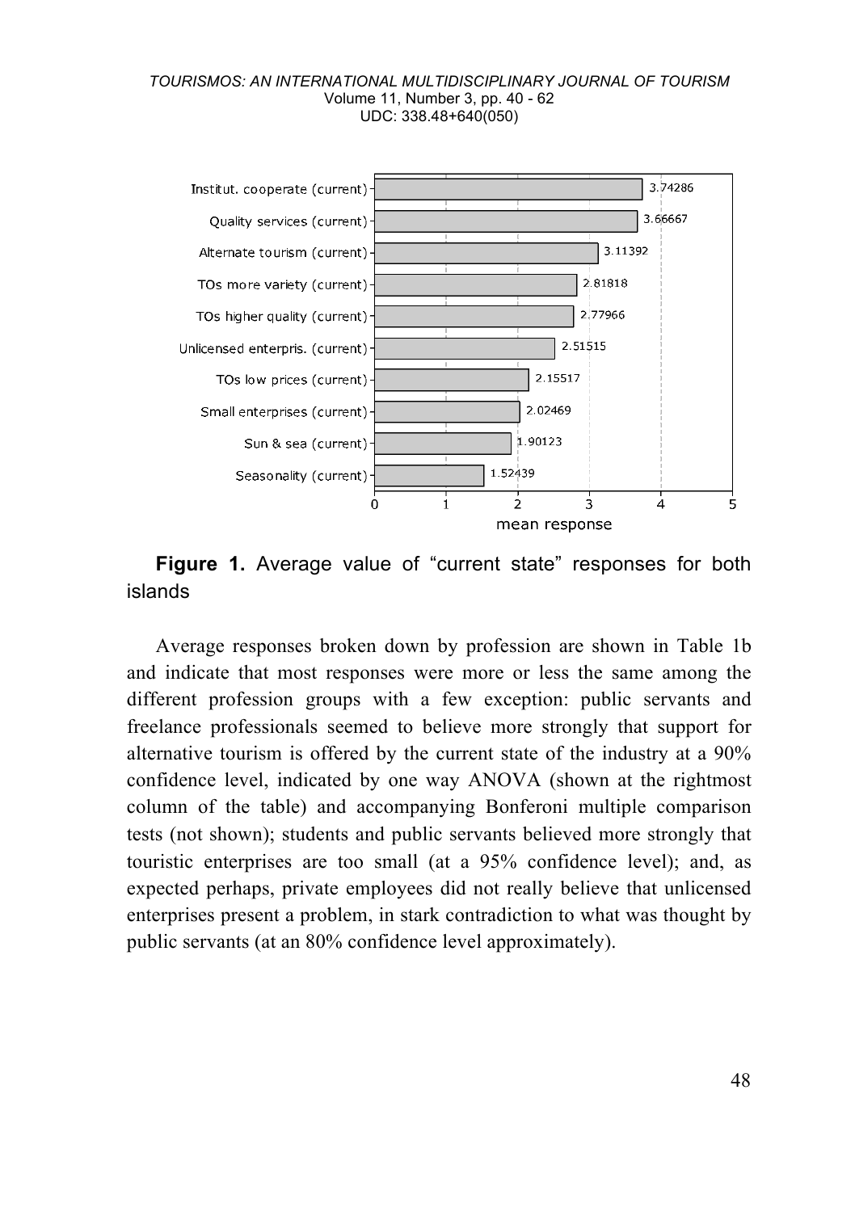Figure 1. Average value of "current state" responses for both islands

Average responses broken down by profession are shown in Table 1b and indicate that most responses were more or less the same among the different profession groups with a few exception: public servants and freelance professionals seemed to believe more strongly that support for alternative tourism is offered by the current state of the industry at a 90% confidence level, indicated by one way ANOVA (shown at the rightmost column of the table) and accompanying Bonferoni multiple comparison tests (not shown); students and public servants believed more strongly that touristic enterprises are too small (at a 95% confidence level); and, as expected perhaps, private employees did not really believe that unlicensed enterprises present a problem, in stark contradiction to what was thought by public servants (at an 80% confidence level approximately).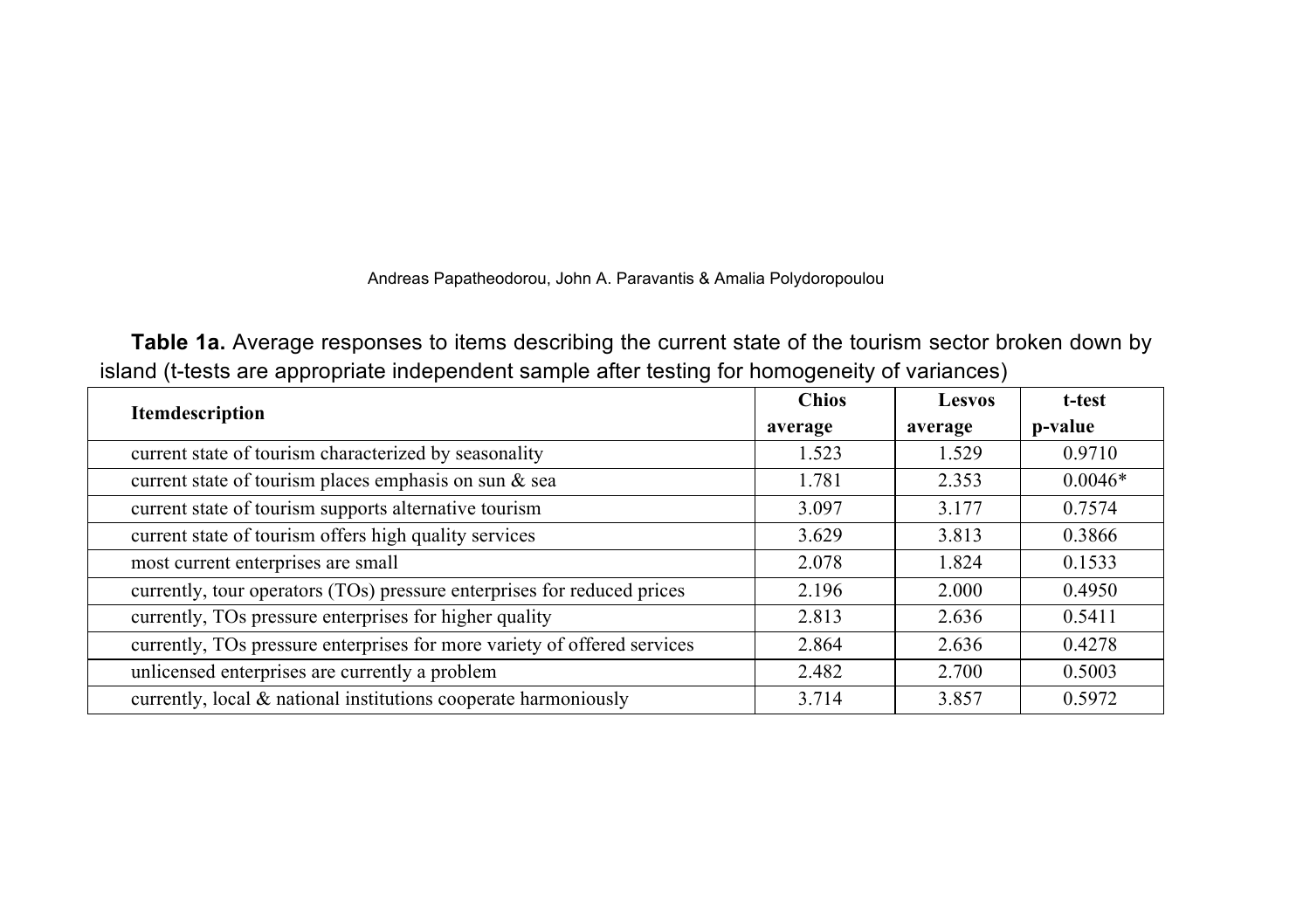**Table 1a.** Average responses to items describing the current state of the tourism sector broken down by island (t-tests are appropriate independent sample after testing for homogeneity of variances)

| Itemdescription | Chios average | Lesvos average | t-test p-value |
|---|---|---|---|
| current state of tourism characterized by seasonality | 1.523 | 1.529 | 0.9710 |
| current state of tourism places emphasis on sun & sea | 1.781 | 2.353 | 0.0046* |
| current state of tourism supports alternative tourism | 3.097 | 3.177 | 0.7574 |
| current state of tourism offers high quality services | 3.629 | 3.813 | 0.3866 |
| most current enterprises are small | 2.078 | 1.824 | 0.1533 |
| currently, tour operators (TOs) pressure enterprises for reduced prices | 2.196 | 2.000 | 0.4950 |
| currently, TOs pressure enterprises for higher quality | 2.813 | 2.636 | 0.5411 |
| currently, TOs pressure enterprises for more variety of offered services | 2.864 | 2.636 | 0.4278 |
| unlicensed enterprises are currently a problem | 2.482 | 2.700 | 0.5003 |
| currently, local & national institutions cooperate harmoniously | 3.714 | 3.857 | 0.5972 |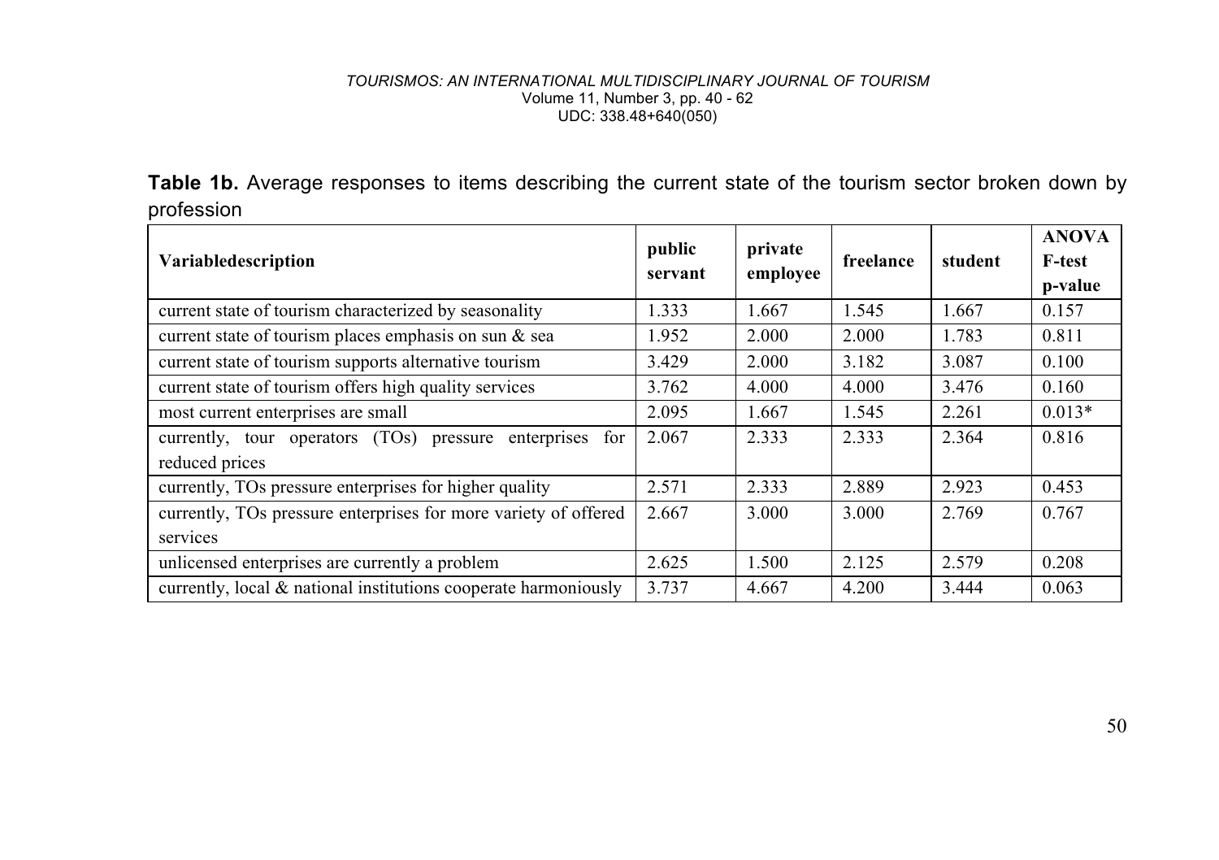**Table 1b.** Average responses to items describing the current state of the tourism sector broken down by profession

| Variabledescription | public servant | private employee | freelance | student | ANOVA F-test p-value |
|---|---|---|---|---|---|
| current state of tourism characterized by seasonality | 1.333 | 1.667 | 1.545 | 1.667 | 0.157 |
| current state of tourism places emphasis on sun & sea | 1.952 | 2.000 | 2.000 | 1.783 | 0.811 |
| current state of tourism supports alternative tourism | 3.429 | 2.000 | 3.182 | 3.087 | 0.100 |
| current state of tourism offers high quality services | 3.762 | 4.000 | 4.000 | 3.476 | 0.160 |
| most current enterprises are small | 2.095 | 1.667 | 1.545 | 2.261 | 0.013* |
| currently, tour operators (TOs) pressure enterprises for reduced prices | 2.067 | 2.333 | 2.333 | 2.364 | 0.816 |
| currently, TOs pressure enterprises for higher quality | 2.571 | 2.333 | 2.889 | 2.923 | 0.453 |
| currently, TOs pressure enterprises for more variety of offered services | 2.667 | 3.000 | 3.000 | 2.769 | 0.767 |
| unlicensed enterprises are currently a problem | 2.625 | 1.500 | 2.125 | 2.579 | 0.208 |
| currently, local & national institutions cooperate harmoniously | 3.737 | 4.667 | 4.200 | 3.444 | 0.063 |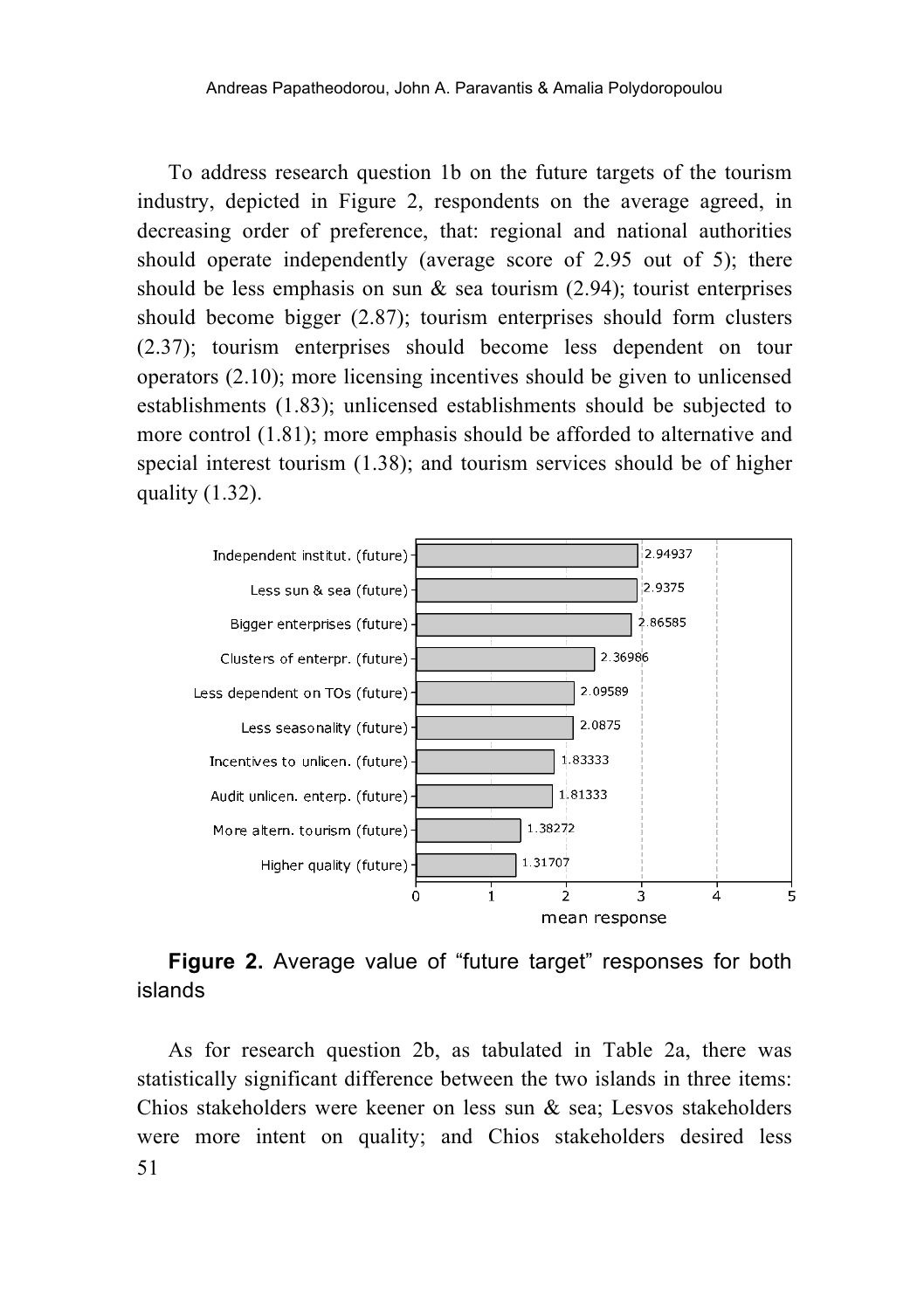To address research question 1b on the future targets of the tourism industry, depicted in Figure 2, respondents on the average agreed, in decreasing order of preference, that: regional and national authorities should operate independently (average score of 2.95 out of 5); there should be less emphasis on sun & sea tourism (2.94); tourist enterprises should become bigger (2.87); tourism enterprises should form clusters (2.37); tourism enterprises should become less dependent on tour operators (2.10); more licensing incentives should be given to unlicensed establishments (1.83); unlicensed establishments should be subjected to more control (1.81); more emphasis should be afforded to alternative and special interest tourism (1.38); and tourism services should be of higher quality (1.32).

| Item | mean response |
|---|---|
| Independent institut. (future) | 2.94937 |
| Less sun & sea (future) | 2.9375 |
| Bigger enterprises (future) | 2.86585 |
| Clusters of enterpr. (future) | 2.36986 |
| Less dependent on TOs (future) | 2.09589 |
| Less seasonality (future) | 2.0875 |
| Incentives to unlicen. (future) | 1.83333 |
| Audit unlicen. enterp. (future) | 1.81333 |
| More altern. tourism (future) | 1.38272 |
| Higher quality (future) | 1.31707 |

**Figure 2.** Average value of "future target" responses for both islands

As for research question 2b, as tabulated in Table 2a, there was statistically significant difference between the two islands in three items: Chios stakeholders were keener on less sun & sea; Lesvos stakeholders were more intent on quality; and Chios stakeholders desired less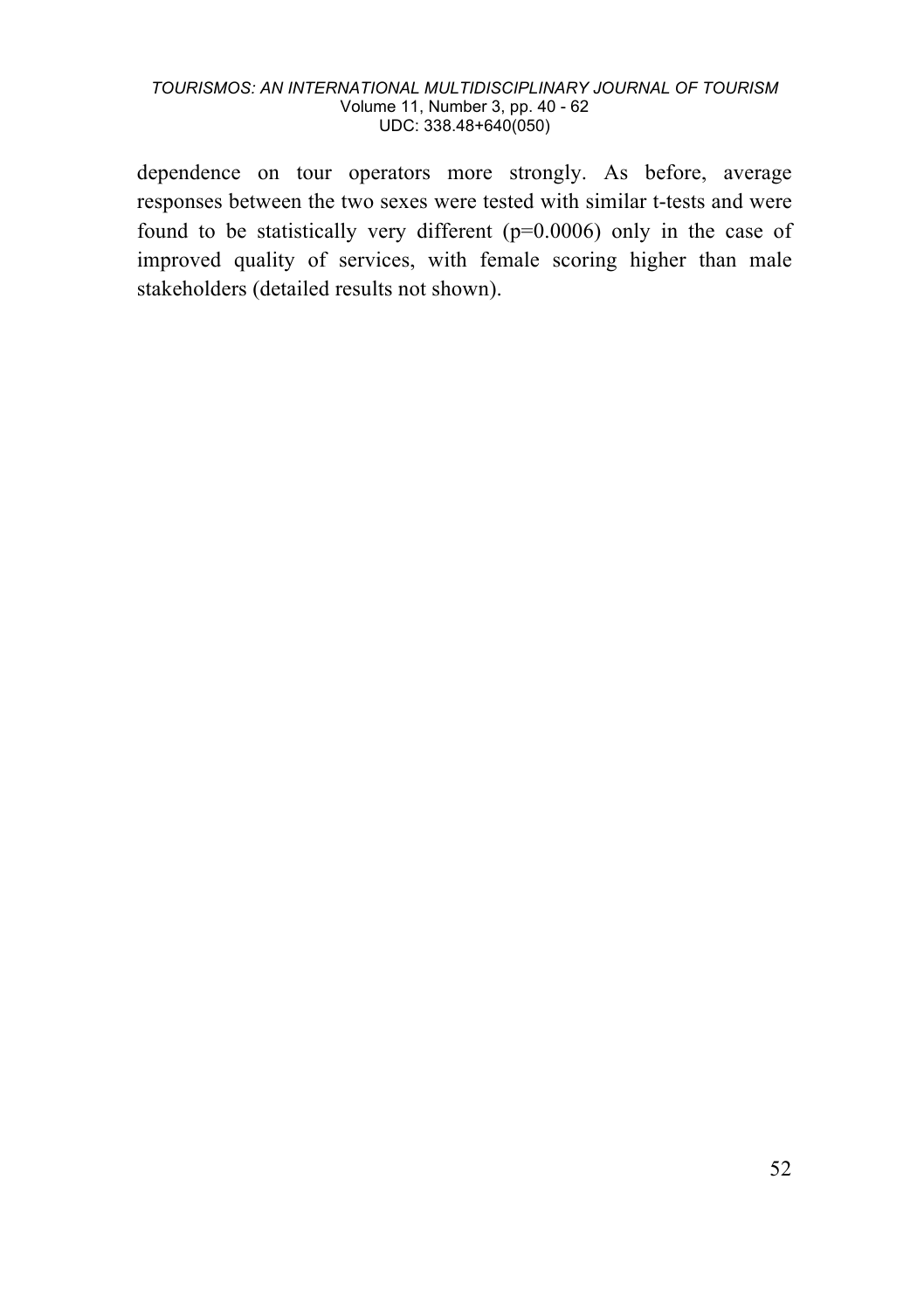dependence on tour operators more strongly. As before, average responses between the two sexes were tested with similar t-tests and were found to be statistically very different ($p=0.0006$) only in the case of improved quality of services, with female scoring higher than male stakeholders (detailed results not shown).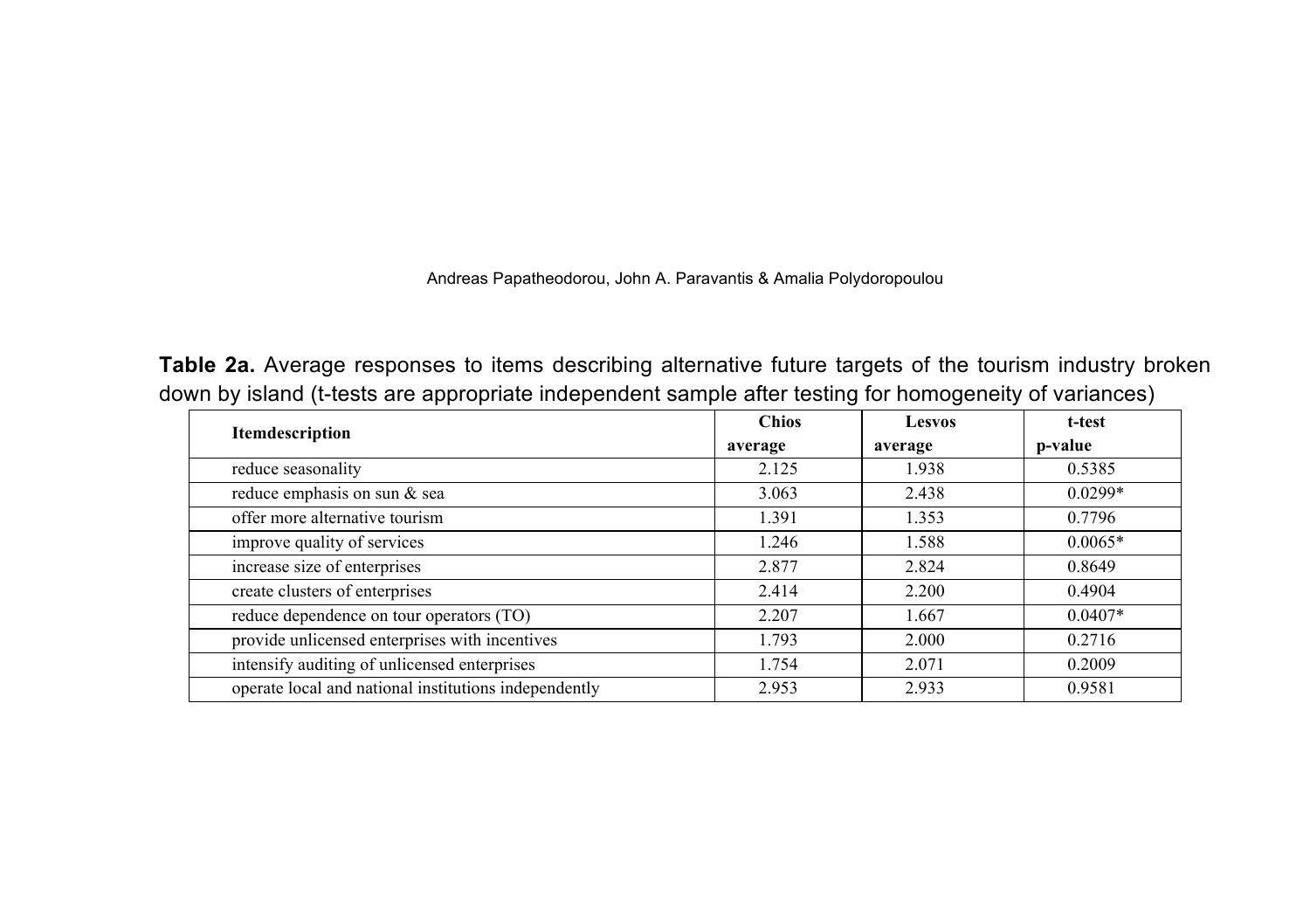**Table 2a.** Average responses to items describing alternative future targets of the tourism industry broken down by island (t-tests are appropriate independent sample after testing for homogeneity of variances)

| Itemdescription | Chios average | Lesvos average | t-test p-value |
|---|---|---|---|
| reduce seasonality | 2.125 | 1.938 | 0.5385 |
| reduce emphasis on sun & sea | 3.063 | 2.438 | 0.0299* |
| offer more alternative tourism | 1.391 | 1.353 | 0.7796 |
| improve quality of services | 1.246 | 1.588 | 0.0065* |
| increase size of enterprises | 2.877 | 2.824 | 0.8649 |
| create clusters of enterprises | 2.414 | 2.200 | 0.4904 |
| reduce dependence on tour operators (TO) | 2.207 | 1.667 | 0.0407* |
| provide unlicensed enterprises with incentives | 1.793 | 2.000 | 0.2716 |
| intensify auditing of unlicensed enterprises | 1.754 | 2.071 | 0.2009 |
| operate local and national institutions independently | 2.953 | 2.933 | 0.9581 |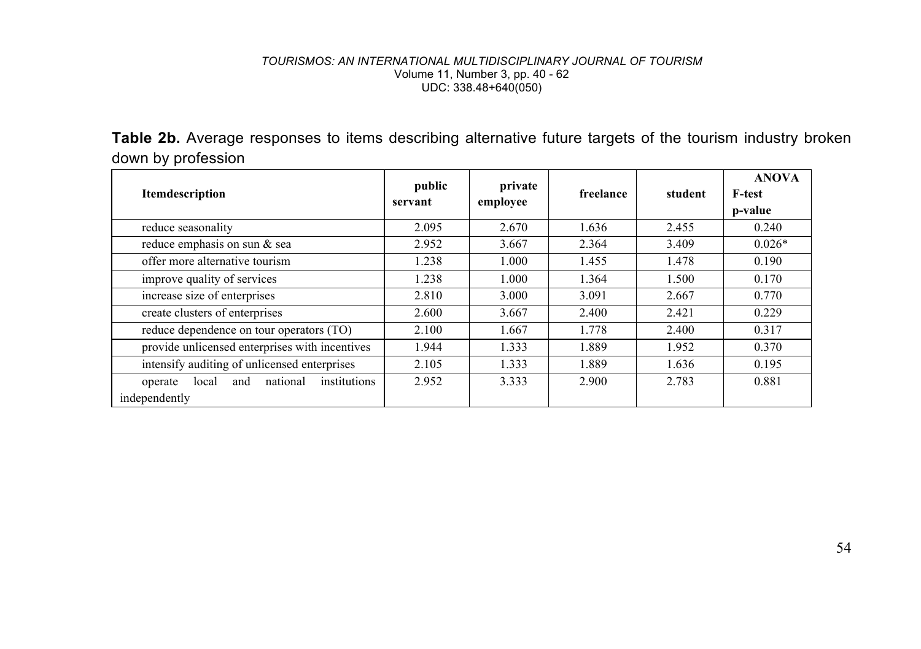**Table 2b.** Average responses to items describing alternative future targets of the tourism industry broken down by profession

| Itemdescription | public servant | private employee | freelance | student | ANOVA F-test p-value |
|---|---|---|---|---|---|
| reduce seasonality | 2.095 | 2.670 | 1.636 | 2.455 | 0.240 |
| reduce emphasis on sun & sea | 2.952 | 3.667 | 2.364 | 3.409 | 0.026* |
| offer more alternative tourism | 1.238 | 1.000 | 1.455 | 1.478 | 0.190 |
| improve quality of services | 1.238 | 1.000 | 1.364 | 1.500 | 0.170 |
| increase size of enterprises | 2.810 | 3.000 | 3.091 | 2.667 | 0.770 |
| create clusters of enterprises | 2.600 | 3.667 | 2.400 | 2.421 | 0.229 |
| reduce dependence on tour operators (TO) | 2.100 | 1.667 | 1.778 | 2.400 | 0.317 |
| provide unlicensed enterprises with incentives | 1.944 | 1.333 | 1.889 | 1.952 | 0.370 |
| intensify auditing of unlicensed enterprises | 2.105 | 1.333 | 1.889 | 1.636 | 0.195 |
| operate local and national institutions independently | 2.952 | 3.333 | 2.900 | 2.783 | 0.881 |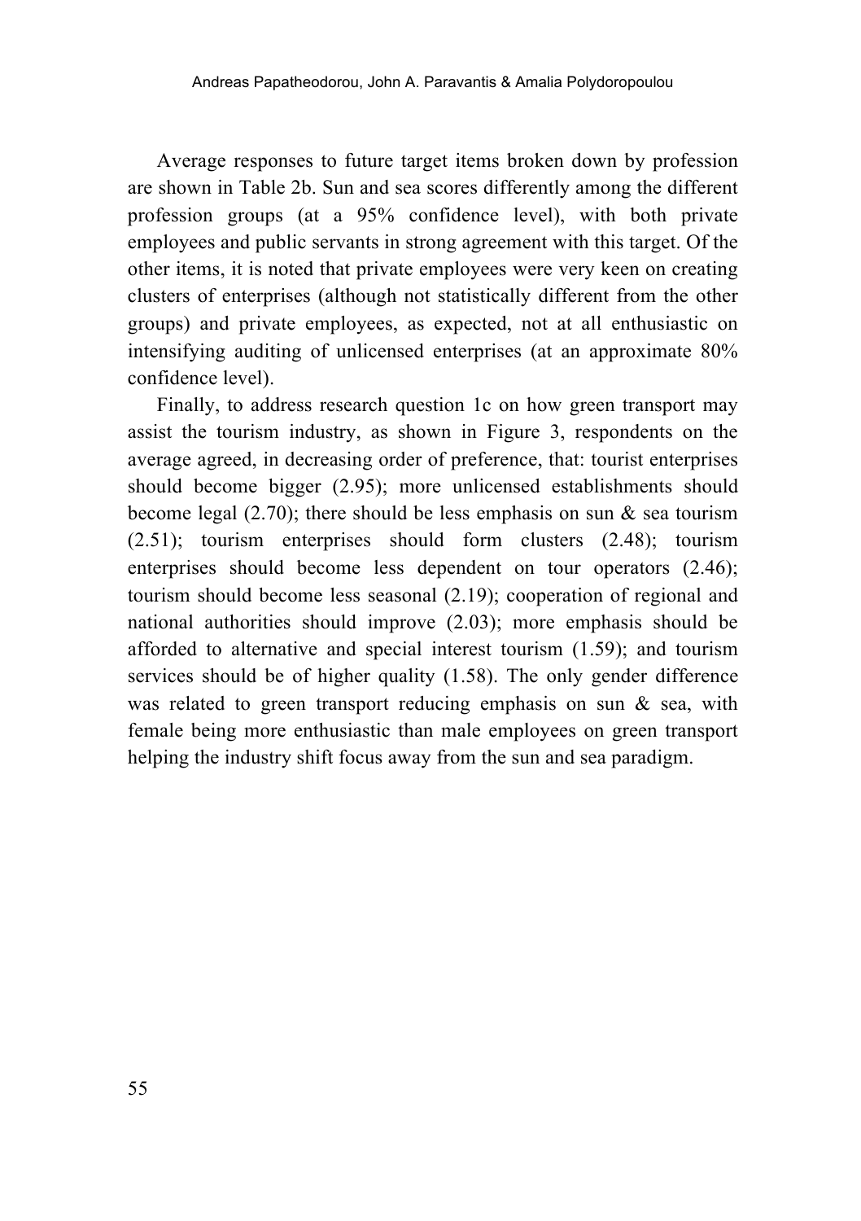Average responses to future target items broken down by profession are shown in Table 2b. Sun and sea scores differently among the different profession groups (at a 95% confidence level), with both private employees and public servants in strong agreement with this target. Of the other items, it is noted that private employees were very keen on creating clusters of enterprises (although not statistically different from the other groups) and private employees, as expected, not at all enthusiastic on intensifying auditing of unlicensed enterprises (at an approximate 80% confidence level).

Finally, to address research question 1c on how green transport may assist the tourism industry, as shown in Figure 3, respondents on the average agreed, in decreasing order of preference, that: tourist enterprises should become bigger (2.95); more unlicensed establishments should become legal (2.70); there should be less emphasis on sun & sea tourism (2.51); tourism enterprises should form clusters (2.48); tourism enterprises should become less dependent on tour operators (2.46); tourism should become less seasonal (2.19); cooperation of regional and national authorities should improve (2.03); more emphasis should be afforded to alternative and special interest tourism (1.59); and tourism services should be of higher quality (1.58). The only gender difference was related to green transport reducing emphasis on sun & sea, with female being more enthusiastic than male employees on green transport helping the industry shift focus away from the sun and sea paradigm.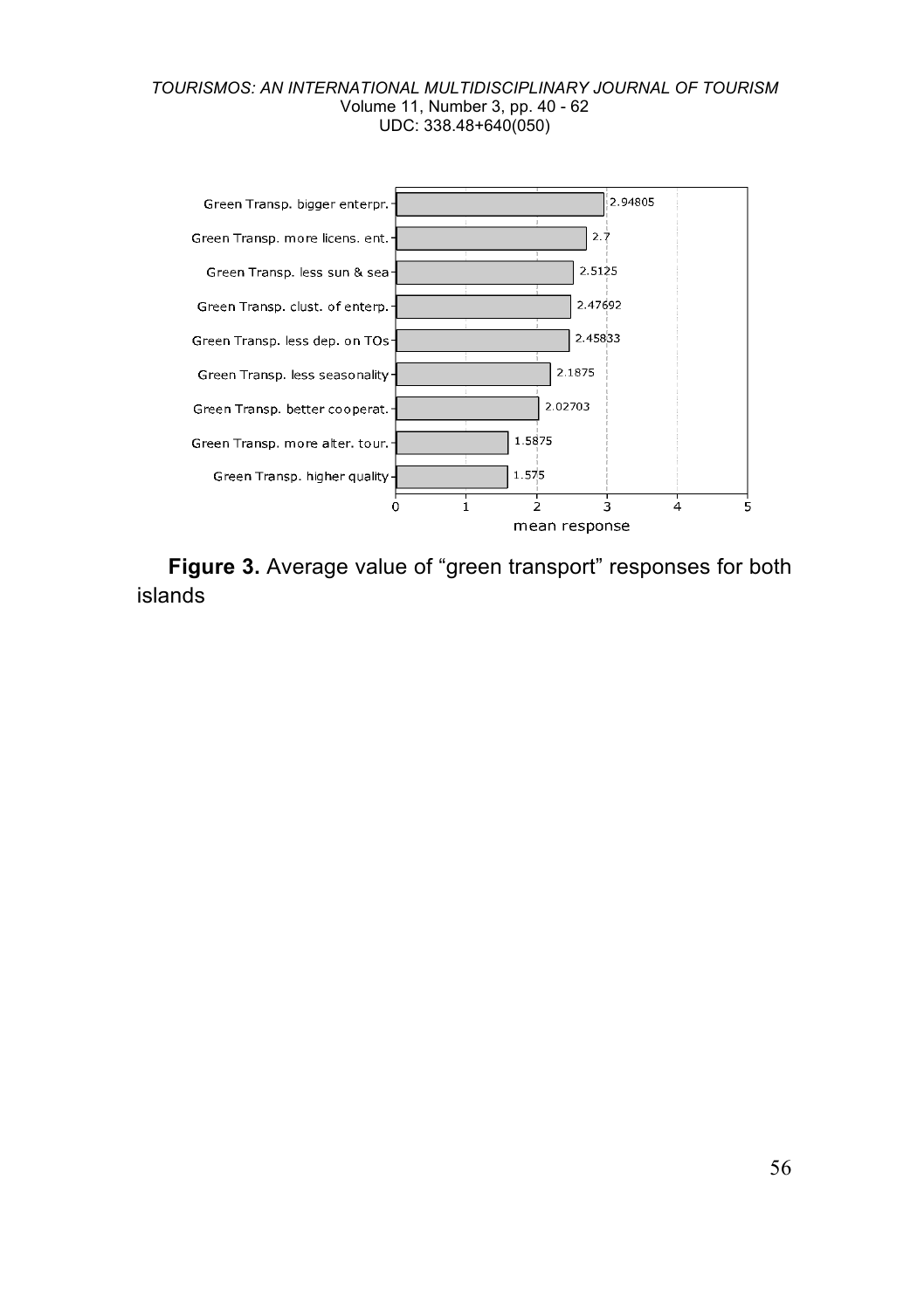**Figure 3.** Average value of "green transport" responses for both islands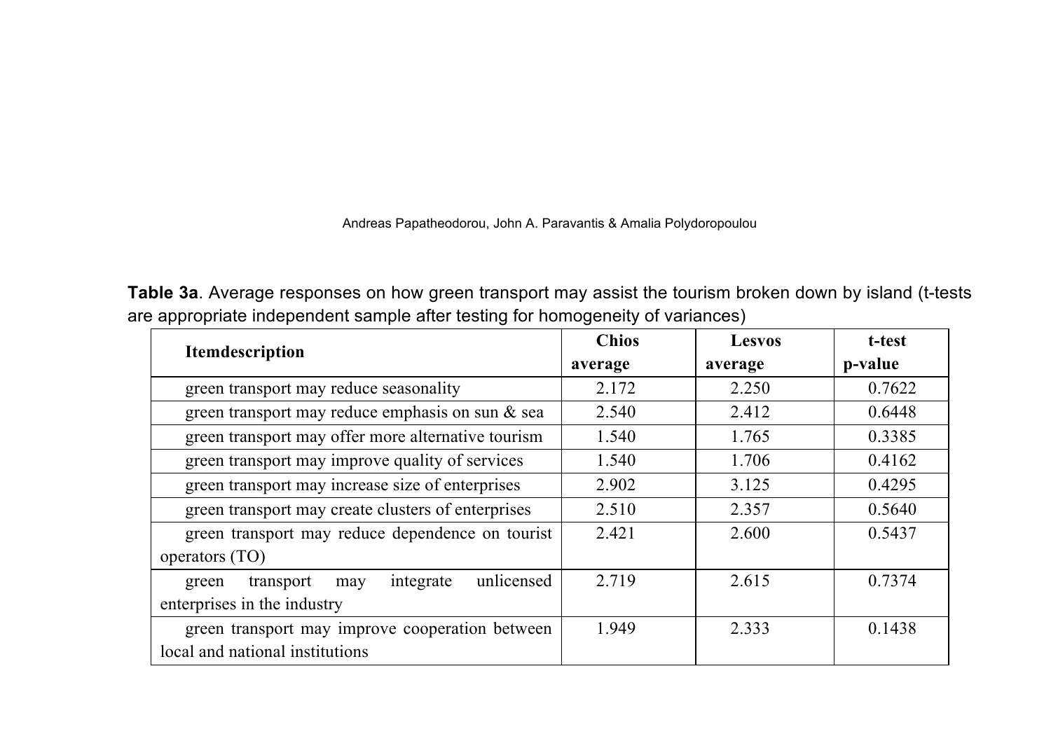**Table 3a**. Average responses on how green transport may assist the tourism broken down by island (t-tests are appropriate independent sample after testing for homogeneity of variances)

| Itemdescription | Chios average | Lesvos average | t-test p-value |
|---|---|---|---|
| green transport may reduce seasonality | 2.172 | 2.250 | 0.7622 |
| green transport may reduce emphasis on sun & sea | 2.540 | 2.412 | 0.6448 |
| green transport may offer more alternative tourism | 1.540 | 1.765 | 0.3385 |
| green transport may improve quality of services | 1.540 | 1.706 | 0.4162 |
| green transport may increase size of enterprises | 2.902 | 3.125 | 0.4295 |
| green transport may create clusters of enterprises | 2.510 | 2.357 | 0.5640 |
| green transport may reduce dependence on tourist operators (TO) | 2.421 | 2.600 | 0.5437 |
| green transport may integrate unlicensed enterprises in the industry | 2.719 | 2.615 | 0.7374 |
| green transport may improve cooperation between local and national institutions | 1.949 | 2.333 | 0.1438 |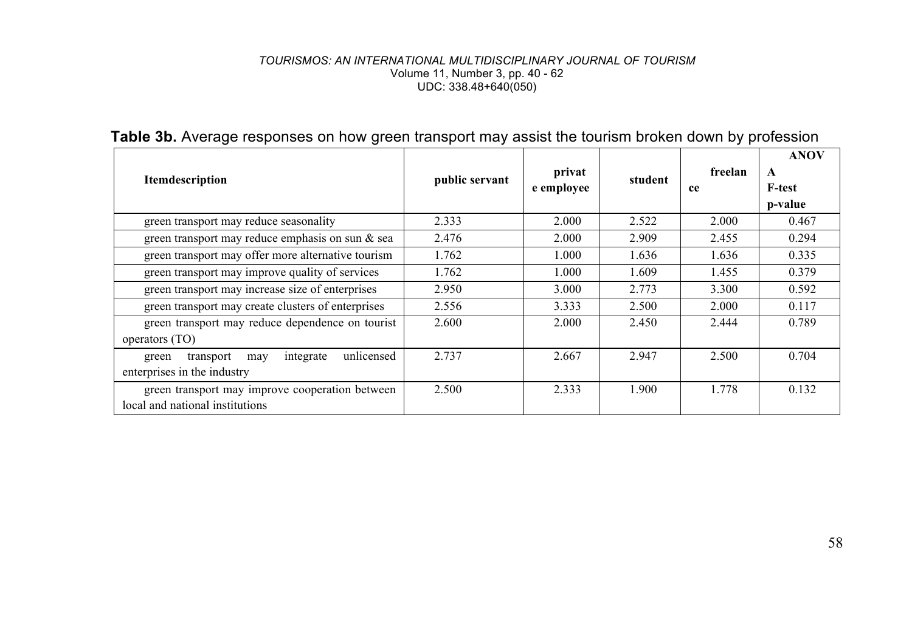**Table 3b.** Average responses on how green transport may assist the tourism broken down by profession

| Itemdescription | public servant | private employee | student | freelance | ANOVA F-test p-value |
|---|---|---|---|---|---|
| green transport may reduce seasonality | 2.333 | 2.000 | 2.522 | 2.000 | 0.467 |
| green transport may reduce emphasis on sun & sea | 2.476 | 2.000 | 2.909 | 2.455 | 0.294 |
| green transport may offer more alternative tourism | 1.762 | 1.000 | 1.636 | 1.636 | 0.335 |
| green transport may improve quality of services | 1.762 | 1.000 | 1.609 | 1.455 | 0.379 |
| green transport may increase size of enterprises | 2.950 | 3.000 | 2.773 | 3.300 | 0.592 |
| green transport may create clusters of enterprises | 2.556 | 3.333 | 2.500 | 2.000 | 0.117 |
| green transport may reduce dependence on tourist operators (TO) | 2.600 | 2.000 | 2.450 | 2.444 | 0.789 |
| green transport may integrate unlicensed enterprises in the industry | 2.737 | 2.667 | 2.947 | 2.500 | 0.704 |
| green transport may improve cooperation between local and national institutions | 2.500 | 2.333 | 1.900 | 1.778 | 0.132 |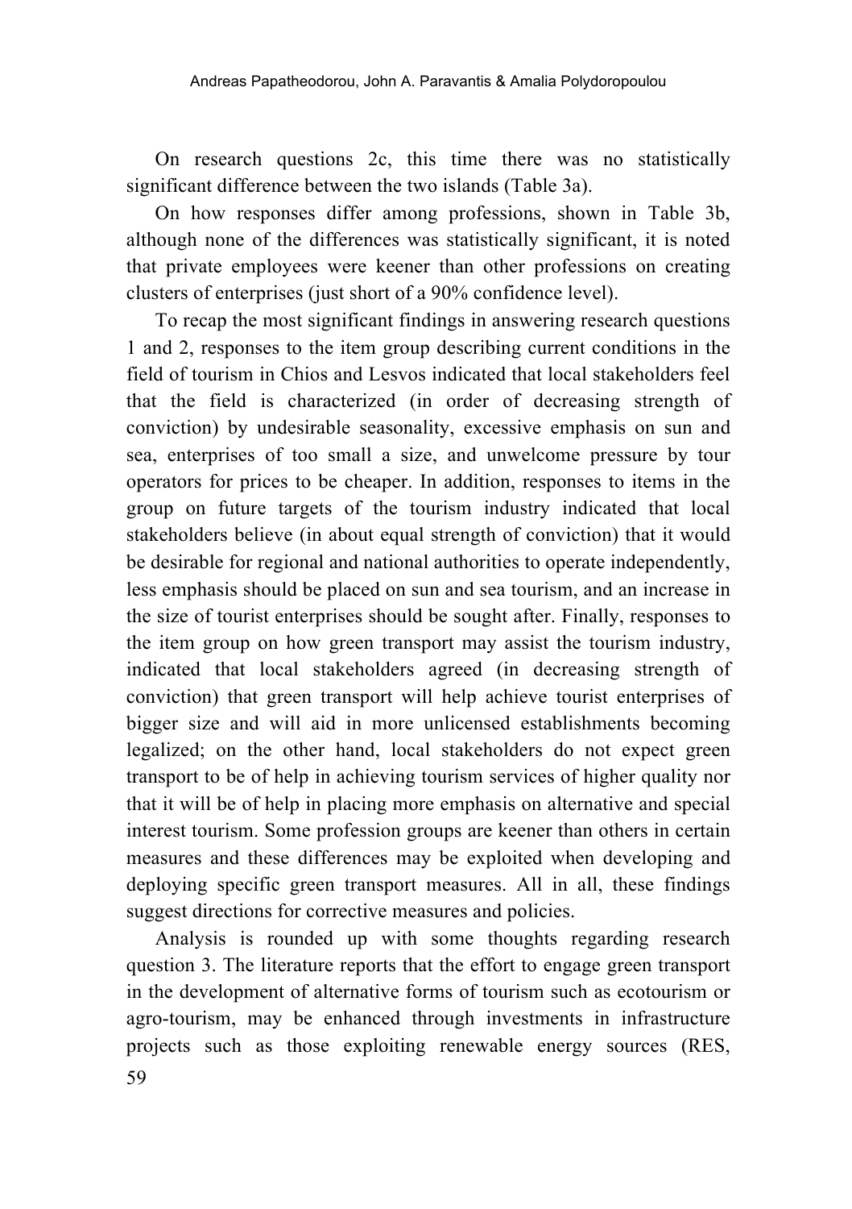On research questions 2c, this time there was no statistically significant difference between the two islands (Table 3a).

On how responses differ among professions, shown in Table 3b, although none of the differences was statistically significant, it is noted that private employees were keener than other professions on creating clusters of enterprises (just short of a 90% confidence level).

To recap the most significant findings in answering research questions 1 and 2, responses to the item group describing current conditions in the field of tourism in Chios and Lesvos indicated that local stakeholders feel that the field is characterized (in order of decreasing strength of conviction) by undesirable seasonality, excessive emphasis on sun and sea, enterprises of too small a size, and unwelcome pressure by tour operators for prices to be cheaper. In addition, responses to items in the group on future targets of the tourism industry indicated that local stakeholders believe (in about equal strength of conviction) that it would be desirable for regional and national authorities to operate independently, less emphasis should be placed on sun and sea tourism, and an increase in the size of tourist enterprises should be sought after. Finally, responses to the item group on how green transport may assist the tourism industry, indicated that local stakeholders agreed (in decreasing strength of conviction) that green transport will help achieve tourist enterprises of bigger size and will aid in more unlicensed establishments becoming legalized; on the other hand, local stakeholders do not expect green transport to be of help in achieving tourism services of higher quality nor that it will be of help in placing more emphasis on alternative and special interest tourism. Some profession groups are keener than others in certain measures and these differences may be exploited when developing and deploying specific green transport measures. All in all, these findings suggest directions for corrective measures and policies.

Analysis is rounded up with some thoughts regarding research question 3. The literature reports that the effort to engage green transport in the development of alternative forms of tourism such as ecotourism or agro-tourism, may be enhanced through investments in infrastructure projects such as those exploiting renewable energy sources (RES,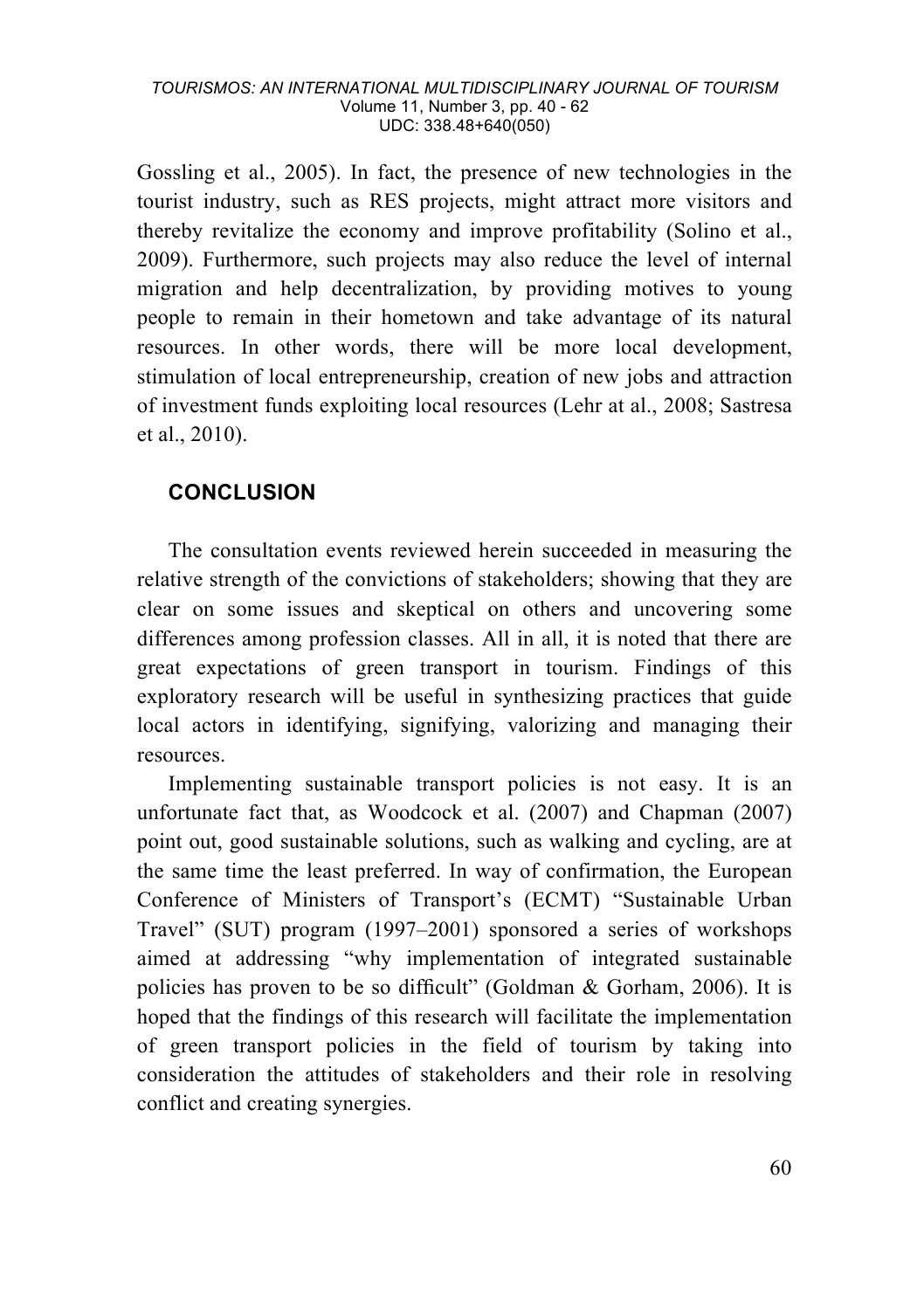Gossling et al., 2005). In fact, the presence of new technologies in the tourist industry, such as RES projects, might attract more visitors and thereby revitalize the economy and improve profitability (Solino et al., 2009). Furthermore, such projects may also reduce the level of internal migration and help decentralization, by providing motives to young people to remain in their hometown and take advantage of its natural resources. In other words, there will be more local development, stimulation of local entrepreneurship, creation of new jobs and attraction of investment funds exploiting local resources (Lehr at al., 2008; Sastresa et al., 2010).

## CONCLUSION

The consultation events reviewed herein succeeded in measuring the relative strength of the convictions of stakeholders; showing that they are clear on some issues and skeptical on others and uncovering some differences among profession classes. All in all, it is noted that there are great expectations of green transport in tourism. Findings of this exploratory research will be useful in synthesizing practices that guide local actors in identifying, signifying, valorizing and managing their resources.

Implementing sustainable transport policies is not easy. It is an unfortunate fact that, as Woodcock et al. (2007) and Chapman (2007) point out, good sustainable solutions, such as walking and cycling, are at the same time the least preferred. In way of confirmation, the European Conference of Ministers of Transport's (ECMT) "Sustainable Urban Travel" (SUT) program (1997–2001) sponsored a series of workshops aimed at addressing "why implementation of integrated sustainable policies has proven to be so difficult" (Goldman & Gorham, 2006). It is hoped that the findings of this research will facilitate the implementation of green transport policies in the field of tourism by taking into consideration the attitudes of stakeholders and their role in resolving conflict and creating synergies.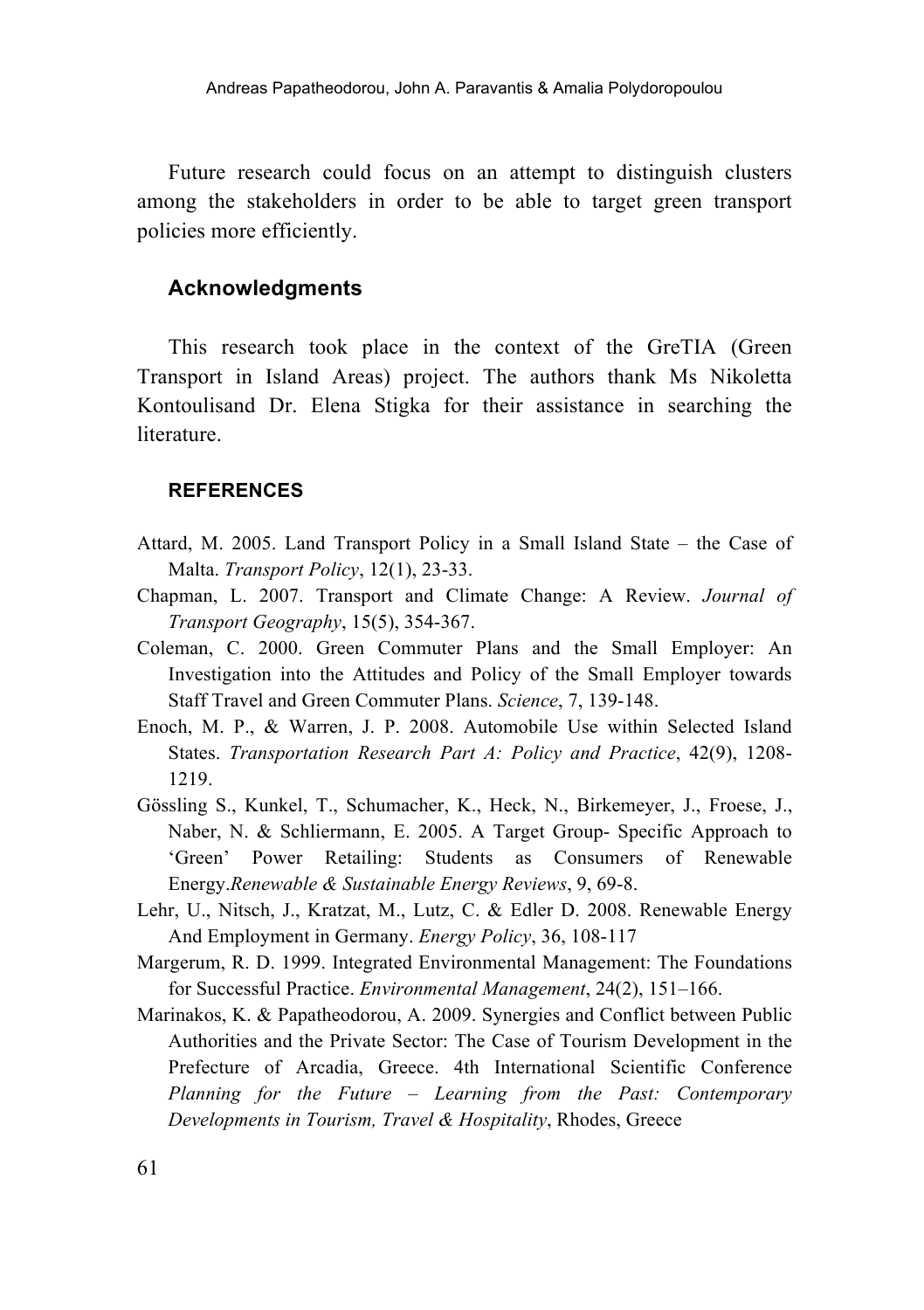Future research could focus on an attempt to distinguish clusters among the stakeholders in order to be able to target green transport policies more efficiently.

## Acknowledgments

This research took place in the context of the GreTIA (Green Transport in Island Areas) project. The authors thank Ms Nikoletta Kontoulisand Dr. Elena Stigka for their assistance in searching the literature.

### REFERENCES

Attard, M. 2005. Land Transport Policy in a Small Island State – the Case of Malta. *Transport Policy*, 12(1), 23-33.

Chapman, L. 2007. Transport and Climate Change: A Review. *Journal of Transport Geography*, 15(5), 354-367.

Coleman, C. 2000. Green Commuter Plans and the Small Employer: An Investigation into the Attitudes and Policy of the Small Employer towards Staff Travel and Green Commuter Plans. *Science*, 7, 139-148.

Enoch, M. P., & Warren, J. P. 2008. Automobile Use within Selected Island States. *Transportation Research Part A: Policy and Practice*, 42(9), 1208-1219.

Gössling S., Kunkel, T., Schumacher, K., Heck, N., Birkemeyer, J., Froese, J., Naber, N. & Schliermann, E. 2005. A Target Group- Specific Approach to 'Green' Power Retailing: Students as Consumers of Renewable Energy.*Renewable & Sustainable Energy Reviews*, 9, 69-8.

Lehr, U., Nitsch, J., Kratzat, M., Lutz, C. & Edler D. 2008. Renewable Energy And Employment in Germany. *Energy Policy*, 36, 108-117

Margerum, R. D. 1999. Integrated Environmental Management: The Foundations for Successful Practice. *Environmental Management*, 24(2), 151–166.

Marinakos, K. & Papatheodorou, A. 2009. Synergies and Conflict between Public Authorities and the Private Sector: The Case of Tourism Development in the Prefecture of Arcadia, Greece. 4th International Scientific Conference *Planning for the Future – Learning from the Past: Contemporary Developments in Tourism, Travel & Hospitality*, Rhodes, Greece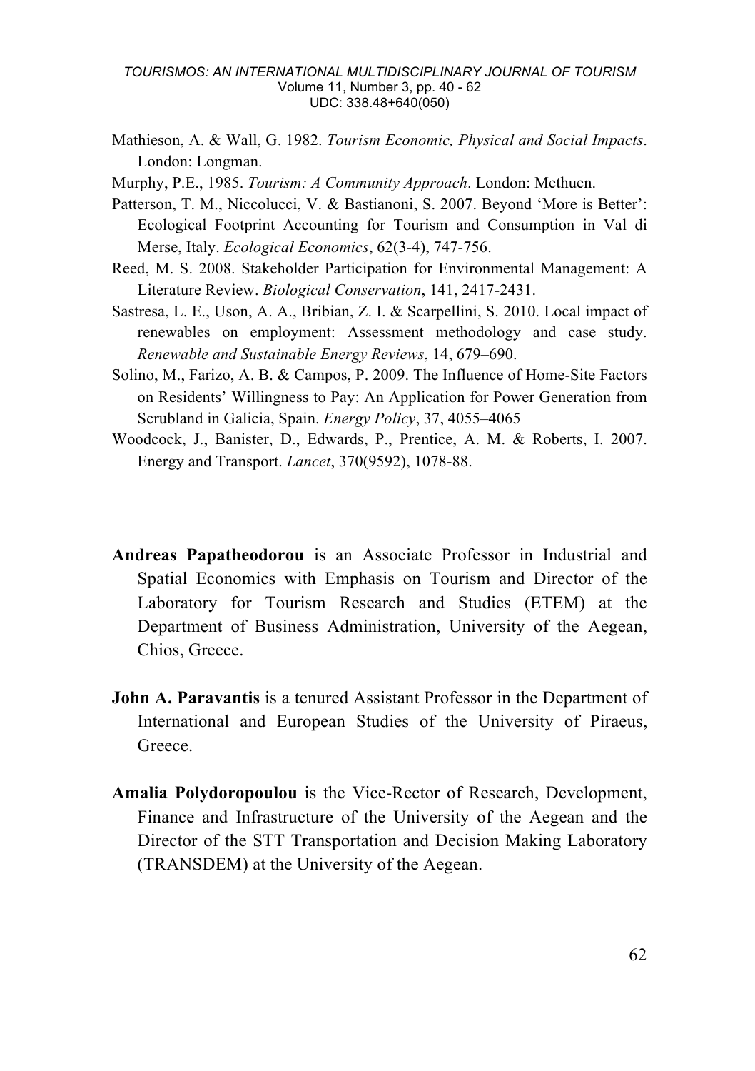Mathieson, A. & Wall, G. 1982. *Tourism Economic, Physical and Social Impacts*. London: Longman.

Murphy, P.E., 1985. *Tourism: A Community Approach*. London: Methuen.

Patterson, T. M., Niccolucci, V. & Bastianoni, S. 2007. Beyond 'More is Better': Ecological Footprint Accounting for Tourism and Consumption in Val di Merse, Italy. *Ecological Economics*, 62(3-4), 747-756.

Reed, M. S. 2008. Stakeholder Participation for Environmental Management: A Literature Review. *Biological Conservation*, 141, 2417-2431.

Sastresa, L. E., Uson, A. A., Bribian, Z. I. & Scarpellini, S. 2010. Local impact of renewables on employment: Assessment methodology and case study. *Renewable and Sustainable Energy Reviews*, 14, 679–690.

Solino, M., Farizo, A. B. & Campos, P. 2009. The Influence of Home-Site Factors on Residents' Willingness to Pay: An Application for Power Generation from Scrubland in Galicia, Spain. *Energy Policy*, 37, 4055–4065

Woodcock, J., Banister, D., Edwards, P., Prentice, A. M. & Roberts, I. 2007. Energy and Transport. *Lancet*, 370(9592), 1078-88.

**Andreas Papatheodorou** is an Associate Professor in Industrial and Spatial Economics with Emphasis on Tourism and Director of the Laboratory for Tourism Research and Studies (ETEM) at the Department of Business Administration, University of the Aegean, Chios, Greece.

**John A. Paravantis** is a tenured Assistant Professor in the Department of International and European Studies of the University of Piraeus, Greece.

**Amalia Polydoropoulou** is the Vice-Rector of Research, Development, Finance and Infrastructure of the University of the Aegean and the Director of the STT Transportation and Decision Making Laboratory (TRANSDEM) at the University of the Aegean.